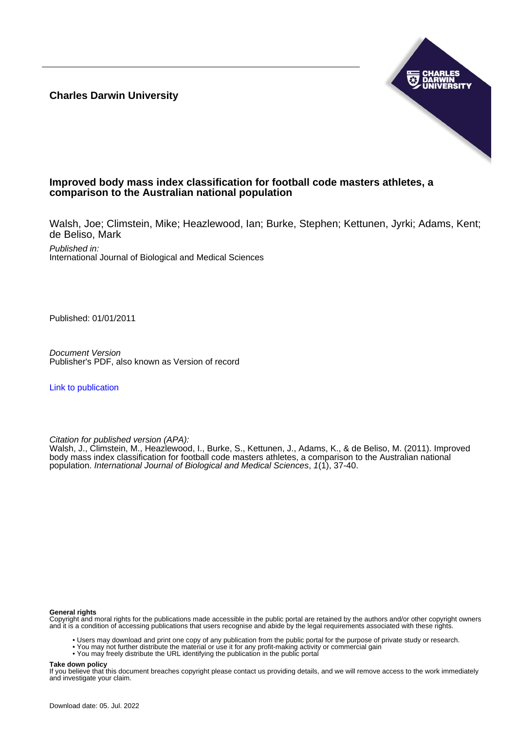**Charles Darwin University**

# Improved body mass index classification for football code masters athletes, a comparison to the Australian national population

Walsh, Joe; Climstein, Mike; Heazlewood, Ian; Burke, Stephen; Kettunen, Jyrki; Adams, Kent; de Beliso, Mark

*Published in:*
International Journal of Biological and Medical Sciences

Published: 01/01/2011

*Document Version*
Publisher's PDF, also known as Version of record

[Link to publication]

*Citation for published version (APA):*
Walsh, J., Climstein, M., Heazlewood, I., Burke, S., Kettunen, J., Adams, K., & de Beliso, M. (2011). Improved body mass index classification for football code masters athletes, a comparison to the Australian national population. *International Journal of Biological and Medical Sciences*, *1*(1), 37-40.

**General rights**
Copyright and moral rights for the publications made accessible in the public portal are retained by the authors and/or other copyright owners and it is a condition of accessing publications that users recognise and abide by the legal requirements associated with these rights.

- Users may download and print one copy of any publication from the public portal for the purpose of private study or research.
- You may not further distribute the material or use it for any profit-making activity or commercial gain
- You may freely distribute the URL identifying the publication in the public portal

**Take down policy**
If you believe that this document breaches copyright please contact us providing details, and we will remove access to the work immediately and investigate your claim.

Download date: 05. Jul. 2022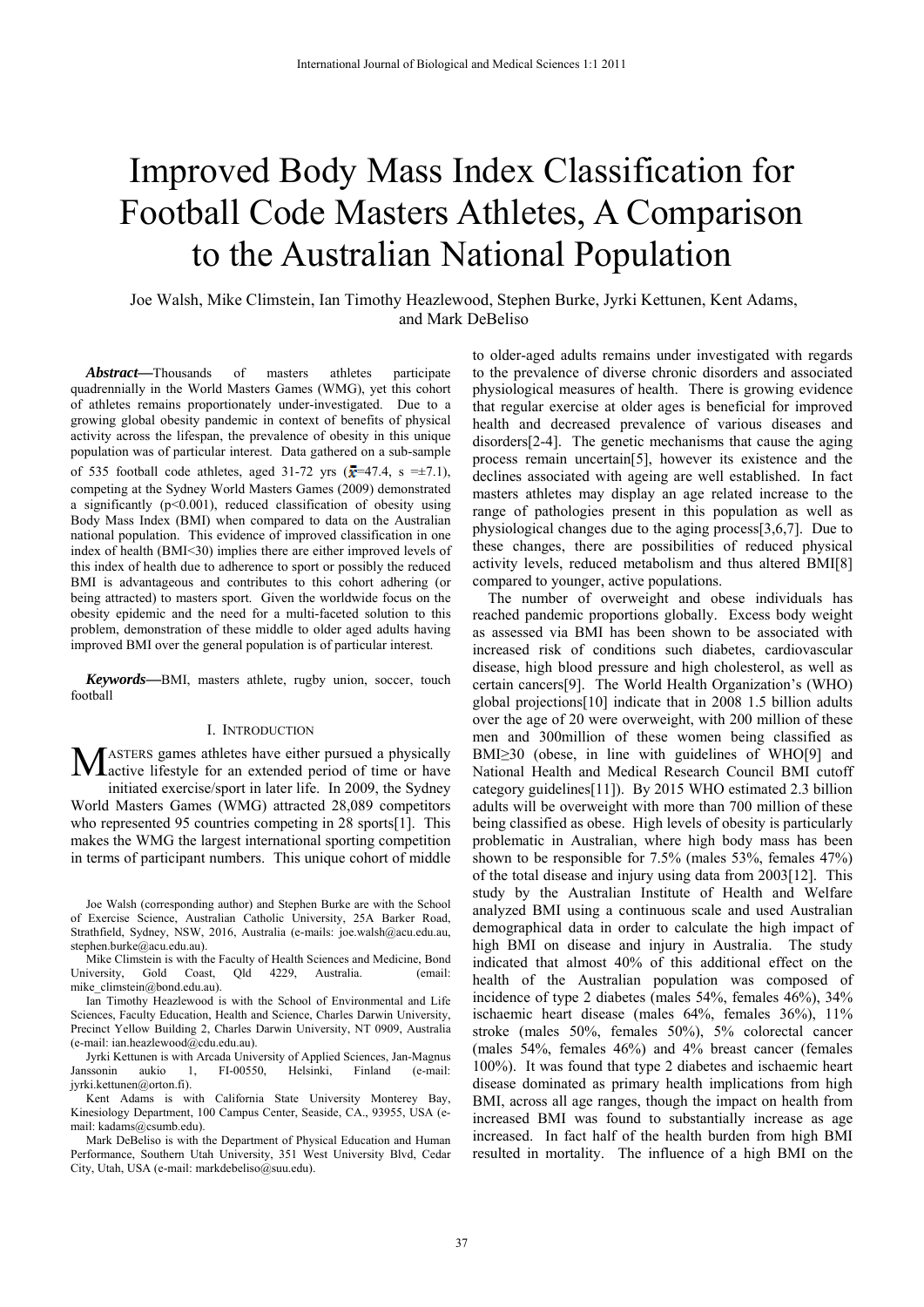# Improved Body Mass Index Classification for Football Code Masters Athletes, A Comparison to the Australian National Population

Joe Walsh, Mike Climstein, Ian Timothy Heazlewood, Stephen Burke, Jyrki Kettunen, Kent Adams, and Mark DeBeliso

***Abstract*—**Thousands of masters athletes participate quadrennially in the World Masters Games (WMG), yet this cohort of athletes remains proportionately under-investigated. Due to a growing global obesity pandemic in context of benefits of physical activity across the lifespan, the prevalence of obesity in this unique population was of particular interest. Data gathered on a sub-sample of 535 football code athletes, aged 31-72 yrs ($\bar{x}$=47.4, s =±7.1), competing at the Sydney World Masters Games (2009) demonstrated a significantly ($p<0.001$), reduced classification of obesity using Body Mass Index (BMI) when compared to data on the Australian national population. This evidence of improved classification in one index of health (BMI<30) implies there are either improved levels of this index of health due to adherence to sport or possibly the reduced BMI is advantageous and contributes to this cohort adhering (or being attracted) to masters sport. Given the worldwide focus on the obesity epidemic and the need for a multi-faceted solution to this problem, demonstration of these middle to older aged adults having improved BMI over the general population is of particular interest.

***Keywords*—**BMI, masters athlete, rugby union, soccer, touch football

## I. Introduction

Masters games athletes have either pursued a physically active lifestyle for an extended period of time or have initiated exercise/sport in later life. In 2009, the Sydney World Masters Games (WMG) attracted 28,089 competitors who represented 95 countries competing in 28 sports[1]. This makes the WMG the largest international sporting competition in terms of participant numbers. This unique cohort of middle to older-aged adults remains under investigated with regards to the prevalence of diverse chronic disorders and associated physiological measures of health. There is growing evidence that regular exercise at older ages is beneficial for improved health and decreased prevalence of various diseases and disorders[2-4]. The genetic mechanisms that cause the aging process remain uncertain[5], however its existence and the declines associated with ageing are well established. In fact masters athletes may display an age related increase to the range of pathologies present in this population as well as physiological changes due to the aging process[3,6,7]. Due to these changes, there are possibilities of reduced physical activity levels, reduced metabolism and thus altered BMI[8] compared to younger, active populations.

The number of overweight and obese individuals has reached pandemic proportions globally. Excess body weight as assessed via BMI has been shown to be associated with increased risk of conditions such diabetes, cardiovascular disease, high blood pressure and high cholesterol, as well as certain cancers[9]. The World Health Organization's (WHO) global projections[10] indicate that in 2008 1.5 billion adults over the age of 20 were overweight, with 200 million of these men and 300million of these women being classified as BMI≥30 (obese, in line with guidelines of WHO[9] and National Health and Medical Research Council BMI cutoff category guidelines[11]). By 2015 WHO estimated 2.3 billion adults will be overweight with more than 700 million of these being classified as obese. High levels of obesity is particularly problematic in Australian, where high body mass has been shown to be responsible for 7.5% (males 53%, females 47%) of the total disease and injury using data from 2003[12]. This study by the Australian Institute of Health and Welfare analyzed BMI using a continuous scale and used Australian demographical data in order to calculate the high impact of high BMI on disease and injury in Australia. The study indicated that almost 40% of this additional effect on the health of the Australian population was composed of incidence of type 2 diabetes (males 54%, females 46%), 34% ischaemic heart disease (males 64%, females 36%), 11% stroke (males 50%, females 50%), 5% colorectal cancer (males 54%, females 46%) and 4% breast cancer (females 100%). It was found that type 2 diabetes and ischaemic heart disease dominated as primary health implications from high BMI, across all age ranges, though the impact on health from increased BMI was found to substantially increase as age increased. In fact half of the health burden from high BMI resulted in mortality. The influence of a high BMI on the

Joe Walsh (corresponding author) and Stephen Burke are with the School of Exercise Science, Australian Catholic University, 25A Barker Road, Strathfield, Sydney, NSW, 2016, Australia (e-mails: joe.walsh@acu.edu.au, stephen.burke@acu.edu.au).

Mike Climstein is with the Faculty of Health Sciences and Medicine, Bond University, Gold Coast, Qld 4229, Australia. (email: mike_climstein@bond.edu.au).

Ian Timothy Heazlewood is with the School of Environmental and Life Sciences, Faculty Education, Health and Science, Charles Darwin University, Precinct Yellow Building 2, Charles Darwin University, NT 0909, Australia (e-mail: ian.heazlewood@cdu.edu.au).

Jyrki Kettunen is with Arcada University of Applied Sciences, Jan-Magnus Janssonin aukio 1, FI-00550, Helsinki, Finland (e-mail: jyrki.kettunen@orton.fi).

Kent Adams is with California State University Monterey Bay, Kinesiology Department, 100 Campus Center, Seaside, CA., 93955, USA (e-mail: kadams@csumb.edu).

Mark DeBeliso is with the Department of Physical Education and Human Performance, Southern Utah University, 351 West University Blvd, Cedar City, Utah, USA (e-mail: markdebeliso@suu.edu).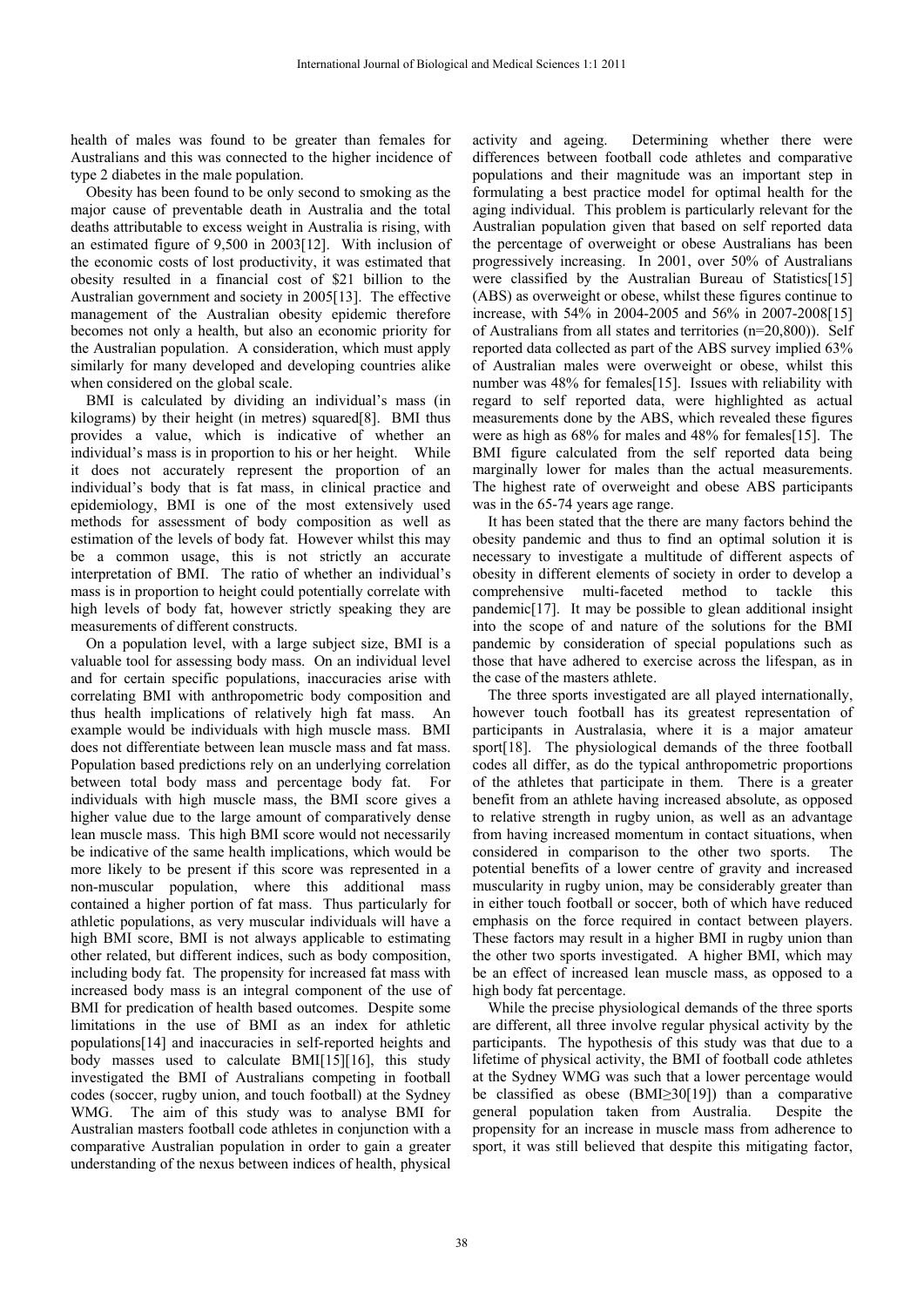health of males was found to be greater than females for Australians and this was connected to the higher incidence of type 2 diabetes in the male population.

Obesity has been found to be only second to smoking as the major cause of preventable death in Australia and the total deaths attributable to excess weight in Australia is rising, with an estimated figure of 9,500 in 2003[12]. With inclusion of the economic costs of lost productivity, it was estimated that obesity resulted in a financial cost of \$21 billion to the Australian government and society in 2005[13]. The effective management of the Australian obesity epidemic therefore becomes not only a health, but also an economic priority for the Australian population. A consideration, which must apply similarly for many developed and developing countries alike when considered on the global scale.

BMI is calculated by dividing an individual's mass (in kilograms) by their height (in metres) squared[8]. BMI thus provides a value, which is indicative of whether an individual's mass is in proportion to his or her height. While it does not accurately represent the proportion of an individual's body that is fat mass, in clinical practice and epidemiology, BMI is one of the most extensively used methods for assessment of body composition as well as estimation of the levels of body fat. However whilst this may be a common usage, this is not strictly an accurate interpretation of BMI. The ratio of whether an individual's mass is in proportion to height could potentially correlate with high levels of body fat, however strictly speaking they are measurements of different constructs.

On a population level, with a large subject size, BMI is a valuable tool for assessing body mass. On an individual level and for certain specific populations, inaccuracies arise with correlating BMI with anthropometric body composition and thus health implications of relatively high fat mass. An example would be individuals with high muscle mass. BMI does not differentiate between lean muscle mass and fat mass. Population based predictions rely on an underlying correlation between total body mass and percentage body fat. For individuals with high muscle mass, the BMI score gives a higher value due to the large amount of comparatively dense lean muscle mass. This high BMI score would not necessarily be indicative of the same health implications, which would be more likely to be present if this score was represented in a non-muscular population, where this additional mass contained a higher portion of fat mass. Thus particularly for athletic populations, as very muscular individuals will have a high BMI score, BMI is not always applicable to estimating other related, but different indices, such as body composition, including body fat. The propensity for increased fat mass with increased body mass is an integral component of the use of BMI for predication of health based outcomes. Despite some limitations in the use of BMI as an index for athletic populations[14] and inaccuracies in self-reported heights and body masses used to calculate BMI[15][16], this study investigated the BMI of Australians competing in football codes (soccer, rugby union, and touch football) at the Sydney WMG. The aim of this study was to analyse BMI for Australian masters football code athletes in conjunction with a comparative Australian population in order to gain a greater understanding of the nexus between indices of health, physical activity and ageing. Determining whether there were differences between football code athletes and comparative populations and their magnitude was an important step in formulating a best practice model for optimal health for the aging individual. This problem is particularly relevant for the Australian population given that based on self reported data the percentage of overweight or obese Australians has been progressively increasing. In 2001, over 50% of Australians were classified by the Australian Bureau of Statistics[15] (ABS) as overweight or obese, whilst these figures continue to increase, with 54% in 2004-2005 and 56% in 2007-2008[15] of Australians from all states and territories (n=20,800)). Self reported data collected as part of the ABS survey implied 63% of Australian males were overweight or obese, whilst this number was 48% for females[15]. Issues with reliability with regard to self reported data, were highlighted as actual measurements done by the ABS, which revealed these figures were as high as 68% for males and 48% for females[15]. The BMI figure calculated from the self reported data being marginally lower for males than the actual measurements. The highest rate of overweight and obese ABS participants was in the 65-74 years age range.

It has been stated that the there are many factors behind the obesity pandemic and thus to find an optimal solution it is necessary to investigate a multitude of different aspects of obesity in different elements of society in order to develop a comprehensive multi-faceted method to tackle this pandemic[17]. It may be possible to glean additional insight into the scope of and nature of the solutions for the BMI pandemic by consideration of special populations such as those that have adhered to exercise across the lifespan, as in the case of the masters athlete.

The three sports investigated are all played internationally, however touch football has its greatest representation of participants in Australasia, where it is a major amateur sport[18]. The physiological demands of the three football codes all differ, as do the typical anthropometric proportions of the athletes that participate in them. There is a greater benefit from an athlete having increased absolute, as opposed to relative strength in rugby union, as well as an advantage from having increased momentum in contact situations, when considered in comparison to the other two sports. The potential benefits of a lower centre of gravity and increased muscularity in rugby union, may be considerably greater than in either touch football or soccer, both of which have reduced emphasis on the force required in contact between players. These factors may result in a higher BMI in rugby union than the other two sports investigated. A higher BMI, which may be an effect of increased lean muscle mass, as opposed to a high body fat percentage.

While the precise physiological demands of the three sports are different, all three involve regular physical activity by the participants. The hypothesis of this study was that due to a lifetime of physical activity, the BMI of football code athletes at the Sydney WMG was such that a lower percentage would be classified as obese (BMI≥30[19]) than a comparative general population taken from Australia. Despite the propensity for an increase in muscle mass from adherence to sport, it was still believed that despite this mitigating factor,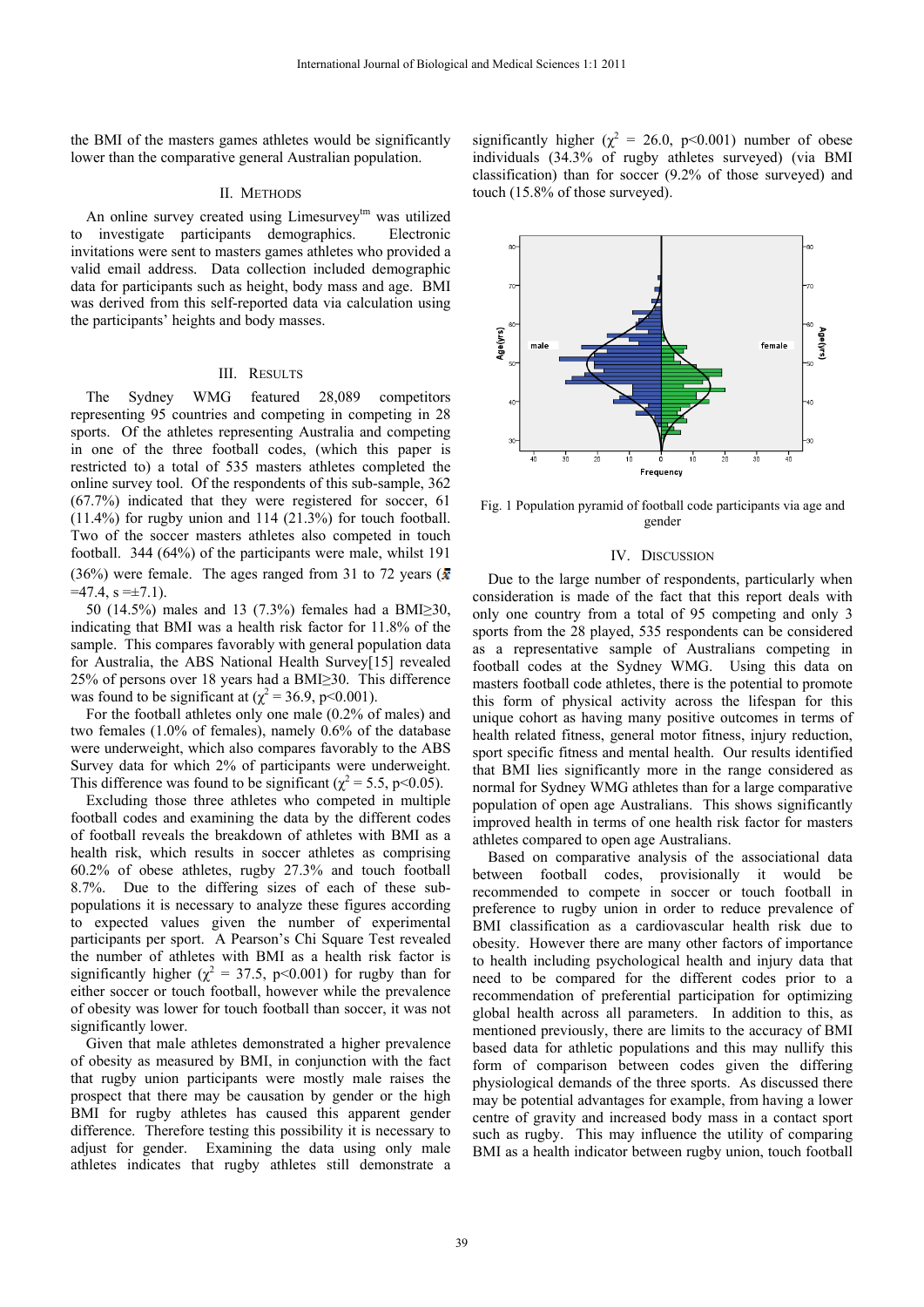the BMI of the masters games athletes would be significantly lower than the comparative general Australian population.

## II. Methods

An online survey created using Limesurvey[tm] was utilized to investigate participants demographics. Electronic invitations were sent to masters games athletes who provided a valid email address. Data collection included demographic data for participants such as height, body mass and age. BMI was derived from this self-reported data via calculation using the participants' heights and body masses.

## III. Results

The Sydney WMG featured 28,089 competitors representing 95 countries and competing in competing in 28 sports. Of the athletes representing Australia and competing in one of the three football codes, (which this paper is restricted to) a total of 535 masters athletes completed the online survey tool. Of the respondents of this sub-sample, 362 (67.7%) indicated that they were registered for soccer, 61 (11.4%) for rugby union and 114 (21.3%) for touch football. Two of the soccer masters athletes also competed in touch football. 344 (64%) of the participants were male, whilst 191 (36%) were female. The ages ranged from 31 to 72 years ($\bar{x}$ =47.4, s =±7.1).

50 (14.5%) males and 13 (7.3%) females had a BMI≥30, indicating that BMI was a health risk factor for 11.8% of the sample. This compares favorably with general population data for Australia, the ABS National Health Survey[15] revealed 25% of persons over 18 years had a BMI≥30. This difference was found to be significant at ($\chi^2$ = 36.9, $p<0.001$).

For the football athletes only one male (0.2% of males) and two females (1.0% of females), namely 0.6% of the database were underweight, which also compares favorably to the ABS Survey data for which 2% of participants were underweight. This difference was found to be significant ($\chi^2$ = 5.5, $p<0.05$).

Excluding those three athletes who competed in multiple football codes and examining the data by the different codes of football reveals the breakdown of athletes with BMI as a health risk, which results in soccer athletes as comprising 60.2% of obese athletes, rugby 27.3% and touch football 8.7%. Due to the differing sizes of each of these sub-populations it is necessary to analyze these figures according to expected values given the number of experimental participants per sport. A Pearson's Chi Square Test revealed the number of athletes with BMI as a health risk factor is significantly higher ($\chi^2$ = 37.5, $p<0.001$) for rugby than for either soccer or touch football, however while the prevalence of obesity was lower for touch football than soccer, it was not significantly lower.

Given that male athletes demonstrated a higher prevalence of obesity as measured by BMI, in conjunction with the fact that rugby union participants were mostly male raises the prospect that there may be causation by gender or the high BMI for rugby athletes has caused this apparent gender difference. Therefore testing this possibility it is necessary to adjust for gender. Examining the data using only male athletes indicates that rugby athletes still demonstrate a significantly higher ($\chi^2$ = 26.0, $p<0.001$) number of obese individuals (34.3% of rugby athletes surveyed) (via BMI classification) than for soccer (9.2% of those surveyed) and touch (15.8% of those surveyed).

Fig. 1 Population pyramid of football code participants via age and gender

## IV. Discussion

Due to the large number of respondents, particularly when consideration is made of the fact that this report deals with only one country from a total of 95 competing and only 3 sports from the 28 played, 535 respondents can be considered as a representative sample of Australians competing in football codes at the Sydney WMG. Using this data on masters football code athletes, there is the potential to promote this form of physical activity across the lifespan for this unique cohort as having many positive outcomes in terms of health related fitness, general motor fitness, injury reduction, sport specific fitness and mental health. Our results identified that BMI lies significantly more in the range considered as normal for Sydney WMG athletes than for a large comparative population of open age Australians. This shows significantly improved health in terms of one health risk factor for masters athletes compared to open age Australians.

Based on comparative analysis of the associational data between football codes, provisionally it would be recommended to compete in soccer or touch football in preference to rugby union in order to reduce prevalence of BMI classification as a cardiovascular health risk due to obesity. However there are many other factors of importance to health including psychological health and injury data that need to be compared for the different codes prior to a recommendation of preferential participation for optimizing global health across all parameters. In addition to this, as mentioned previously, there are limits to the accuracy of BMI based data for athletic populations and this may nullify this form of comparison between codes given the differing physiological demands of the three sports. As discussed there may be potential advantages for example, from having a lower centre of gravity and increased body mass in a contact sport such as rugby. This may influence the utility of comparing BMI as a health indicator between rugby union, touch football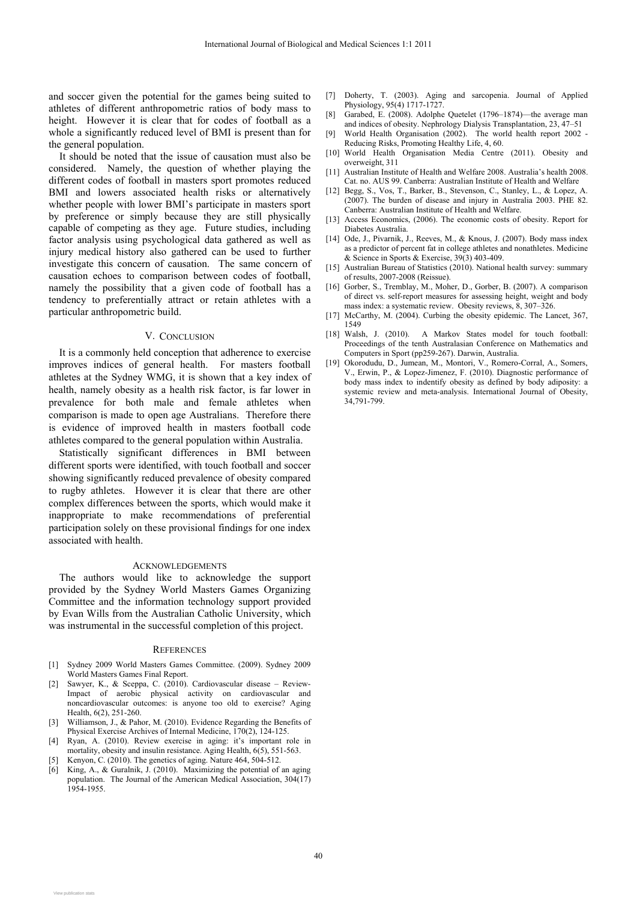and soccer given the potential for the games being suited to athletes of different anthropometric ratios of body mass to height. However it is clear that for codes of football as a whole a significantly reduced level of BMI is present than for the general population.

It should be noted that the issue of causation must also be considered. Namely, the question of whether playing the different codes of football in masters sport promotes reduced BMI and lowers associated health risks or alternatively whether people with lower BMI's participate in masters sport by preference or simply because they are still physically capable of competing as they age. Future studies, including factor analysis using psychological data gathered as well as injury medical history also gathered can be used to further investigate this concern of causation. The same concern of causation echoes to comparison between codes of football, namely the possibility that a given code of football has a tendency to preferentially attract or retain athletes with a particular anthropometric build.

## V. Conclusion

It is a commonly held conception that adherence to exercise improves indices of general health. For masters football athletes at the Sydney WMG, it is shown that a key index of health, namely obesity as a health risk factor, is far lower in prevalence for both male and female athletes when comparison is made to open age Australians. Therefore there is evidence of improved health in masters football code athletes compared to the general population within Australia.

Statistically significant differences in BMI between different sports were identified, with touch football and soccer showing significantly reduced prevalence of obesity compared to rugby athletes. However it is clear that there are other complex differences between the sports, which would make it inappropriate to make recommendations of preferential participation solely on these provisional findings for one index associated with health.

## Acknowledgements

The authors would like to acknowledge the support provided by the Sydney World Masters Games Organizing Committee and the information technology support provided by Evan Wills from the Australian Catholic University, which was instrumental in the successful completion of this project.

## References

[1] Sydney 2009 World Masters Games Committee. (2009). Sydney 2009 World Masters Games Final Report.

[2] Sawyer, K., & Sceppa, C. (2010). Cardiovascular disease – Review-Impact of aerobic physical activity on cardiovascular and noncardiovascular outcomes: is anyone too old to exercise? Aging Health, 6(2), 251-260.

[3] Williamson, J., & Pahor, M. (2010). Evidence Regarding the Benefits of Physical Exercise Archives of Internal Medicine, 170(2), 124-125.

[4] Ryan, A. (2010). Review exercise in aging: it's important role in mortality, obesity and insulin resistance. Aging Health, 6(5), 551-563.

[5] Kenyon, C. (2010). The genetics of aging. Nature 464, 504-512.

[6] King, A., & Guralnik, J. (2010). Maximizing the potential of an aging population. The Journal of the American Medical Association, 304(17) 1954-1955.

[7] Doherty, T. (2003). Aging and sarcopenia. Journal of Applied Physiology, 95(4) 1717-1727.

[8] Garabed, E. (2008). Adolphe Quetelet (1796–1874)—the average man and indices of obesity. Nephrology Dialysis Transplantation, 23, 47–51

[9] World Health Organisation (2002). The world health report 2002 - Reducing Risks, Promoting Healthy Life, 4, 60.

[10] World Health Organisation Media Centre (2011). Obesity and overweight, 311

[11] Australian Institute of Health and Welfare 2008. Australia's health 2008. Cat. no. AUS 99. Canberra: Australian Institute of Health and Welfare

[12] Begg, S., Vos, T., Barker, B., Stevenson, C., Stanley, L., & Lopez, A. (2007). The burden of disease and injury in Australia 2003. PHE 82. Canberra: Australian Institute of Health and Welfare.

[13] Access Economics, (2006). The economic costs of obesity. Report for Diabetes Australia.

[14] Ode, J., Pivarnik, J., Reeves, M., & Knous, J. (2007). Body mass index as a predictor of percent fat in college athletes and nonathletes. Medicine & Science in Sports & Exercise, 39(3) 403-409.

[15] Australian Bureau of Statistics (2010). National health survey: summary of results, 2007-2008 (Reissue).

[16] Gorber, S., Tremblay, M., Moher, D., Gorber, B. (2007). A comparison of direct vs. self-report measures for assessing height, weight and body mass index: a systematic review. Obesity reviews, 8, 307–326.

[17] McCarthy, M. (2004). Curbing the obesity epidemic. The Lancet, 367, 1549

[18] Walsh, J. (2010). A Markov States model for touch football: Proceedings of the tenth Australasian Conference on Mathematics and Computers in Sport (pp259-267). Darwin, Australia.

[19] Okorodudu, D., Jumean, M., Montori, V., Romero-Corral, A., Somers, V., Erwin, P., & Lopez-Jimenez, F. (2010). Diagnostic performance of body mass index to indentify obesity as defined by body adiposity: a systemic review and meta-analysis. International Journal of Obesity, 34,791-799.